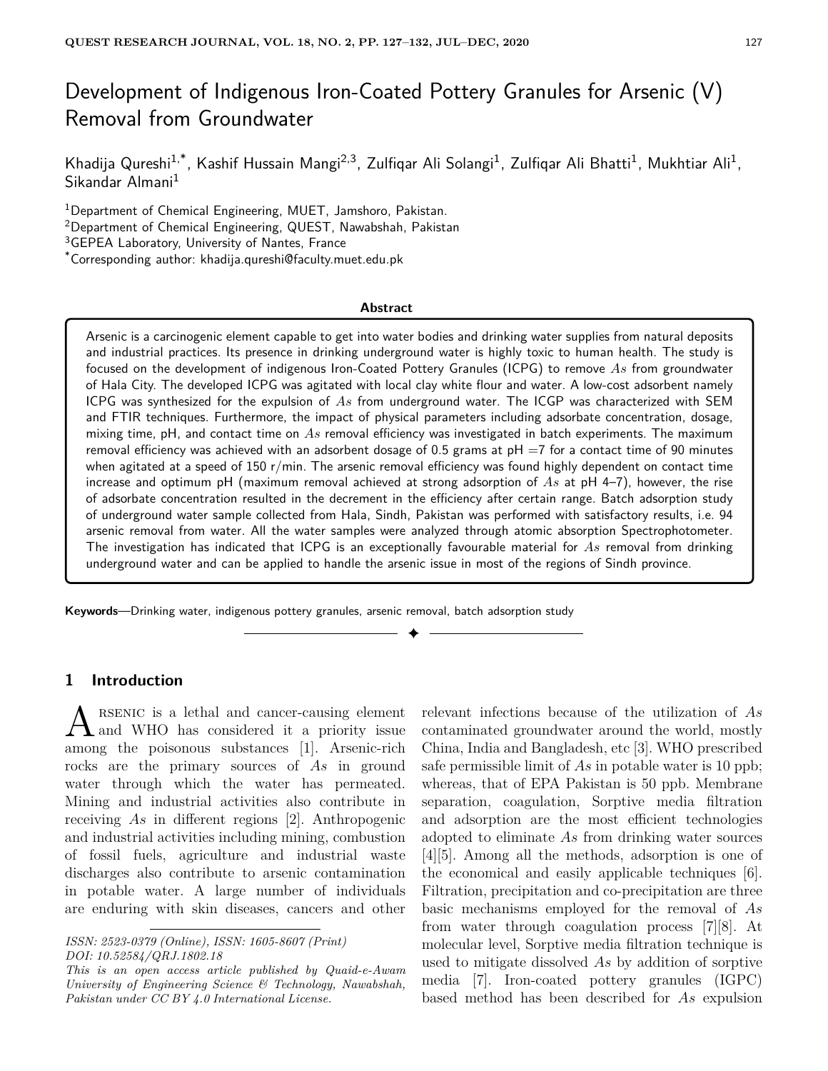# Development of Indigenous Iron-Coated Pottery Granules for Arsenic (V) Removal from Groundwater

Khadija Qureshi[1,*], Kashif Hussain Mangi[2,3], Zulfiqar Ali Solangi[1], Zulfiqar Ali Bhatti[1], Mukhtiar Ali[1], Sikandar Almani[1]

[1]Department of Chemical Engineering, MUET, Jamshoro, Pakistan.
[2]Department of Chemical Engineering, QUEST, Nawabshah, Pakistan
[3]GEPEA Laboratory, University of Nantes, France
[*]Corresponding author: khadija.qureshi@faculty.muet.edu.pk

**Abstract**

Arsenic is a carcinogenic element capable to get into water bodies and drinking water supplies from natural deposits and industrial practices. Its presence in drinking underground water is highly toxic to human health. The study is focused on the development of indigenous Iron-Coated Pottery Granules (ICPG) to remove $As$ from groundwater of Hala City. The developed ICPG was agitated with local clay white flour and water. A low-cost adsorbent namely ICPG was synthesized for the expulsion of $As$ from underground water. The ICGP was characterized with SEM and FTIR techniques. Furthermore, the impact of physical parameters including adsorbate concentration, dosage, mixing time, pH, and contact time on $As$ removal efficiency was investigated in batch experiments. The maximum removal efficiency was achieved with an adsorbent dosage of 0.5 grams at pH =7 for a contact time of 90 minutes when agitated at a speed of 150 r/min. The arsenic removal efficiency was found highly dependent on contact time increase and optimum pH (maximum removal achieved at strong adsorption of $As$ at pH 4–7), however, the rise of adsorbate concentration resulted in the decrement in the efficiency after certain range. Batch adsorption study of underground water sample collected from Hala, Sindh, Pakistan was performed with satisfactory results, i.e. 94 arsenic removal from water. All the water samples were analyzed through atomic absorption Spectrophotometer. The investigation has indicated that ICPG is an exceptionally favourable material for $As$ removal from drinking underground water and can be applied to handle the arsenic issue in most of the regions of Sindh province.

**Keywords**—Drinking water, indigenous pottery granules, arsenic removal, batch adsorption study

## 1 Introduction

Arsenic is a lethal and cancer-causing element and WHO has considered it a priority issue among the poisonous substances [1]. Arsenic-rich rocks are the primary sources of $As$ in ground water through which the water has permeated. Mining and industrial activities also contribute in receiving $As$ in different regions [2]. Anthropogenic and industrial activities including mining, combustion of fossil fuels, agriculture and industrial waste discharges also contribute to arsenic contamination in potable water. A large number of individuals are enduring with skin diseases, cancers and other relevant infections because of the utilization of $As$ contaminated groundwater around the world, mostly China, India and Bangladesh, etc [3]. WHO prescribed safe permissible limit of $As$ in potable water is 10 ppb; whereas, that of EPA Pakistan is 50 ppb. Membrane separation, coagulation, Sorptive media filtration and adsorption are the most efficient technologies adopted to eliminate $As$ from drinking water sources [4][5]. Among all the methods, adsorption is one of the economical and easily applicable techniques [6]. Filtration, precipitation and co-precipitation are three basic mechanisms employed for the removal of $As$ from water through coagulation process [7][8]. At molecular level, Sorptive media filtration technique is used to mitigate dissolved $As$ by addition of sorptive media [7]. Iron-coated pottery granules (IGPC) based method has been described for $As$ expulsion

*ISSN: 2523-0379 (Online), ISSN: 1605-8607 (Print)*
*DOI: 10.52584/QRJ.1802.18*
*This is an open access article published by Quaid-e-Awam University of Engineering Science & Technology, Nawabshah, Pakistan under CC BY 4.0 International License.*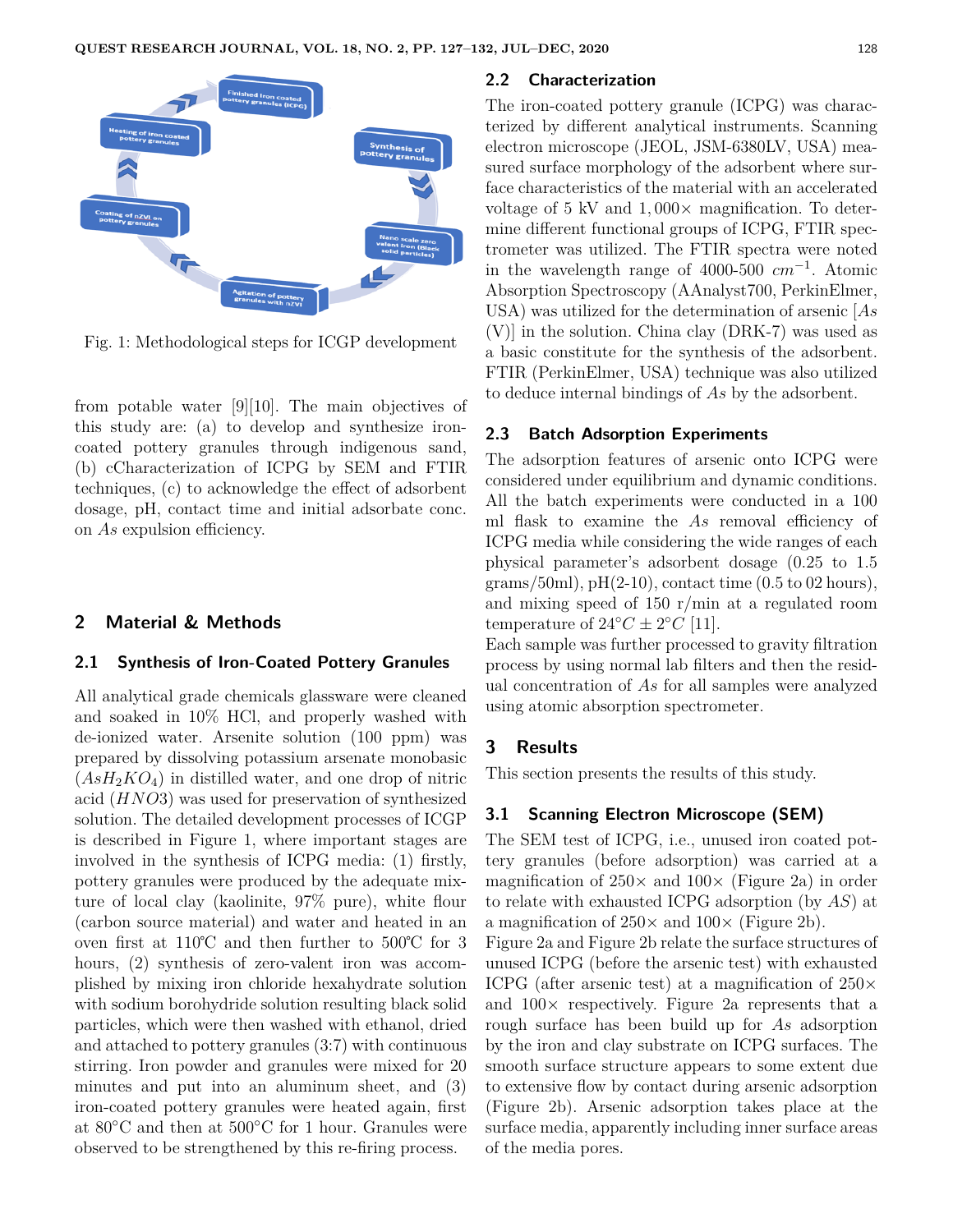Fig. 1: Methodological steps for ICGP development

from potable water [9][10]. The main objectives of this study are: (a) to develop and synthesize iron-coated pottery granules through indigenous sand, (b) cCharacterization of ICPG by SEM and FTIR techniques, (c) to acknowledge the effect of adsorbent dosage, pH, contact time and initial adsorbate conc. on *As* expulsion efficiency.

## 2 Material & Methods

### 2.1 Synthesis of Iron-Coated Pottery Granules

All analytical grade chemicals glassware were cleaned and soaked in 10% HCl, and properly washed with de-ionized water. Arsenite solution (100 ppm) was prepared by dissolving potassium arsenate monobasic ($AsH_2KO_4$) in distilled water, and one drop of nitric acid ($HNO3$) was used for preservation of synthesized solution. The detailed development processes of ICGP is described in Figure 1, where important stages are involved in the synthesis of ICPG media: (1) firstly, pottery granules were produced by the adequate mixture of local clay (kaolinite, 97% pure), white flour (carbon source material) and water and heated in an oven first at 110℃ and then further to 500℃ for 3 hours, (2) synthesis of zero-valent iron was accomplished by mixing iron chloride hexahydrate solution with sodium borohydride solution resulting black solid particles, which were then washed with ethanol, dried and attached to pottery granules (3:7) with continuous stirring. Iron powder and granules were mixed for 20 minutes and put into an aluminum sheet, and (3) iron-coated pottery granules were heated again, first at 80°C and then at 500°C for 1 hour. Granules were observed to be strengthened by this re-firing process.

### 2.2 Characterization

The iron-coated pottery granule (ICPG) was characterized by different analytical instruments. Scanning electron microscope (JEOL, JSM-6380LV, USA) measured surface morphology of the adsorbent where surface characteristics of the material with an accelerated voltage of 5 kV and 1,000× magnification. To determine different functional groups of ICPG, FTIR spectrometer was utilized. The FTIR spectra were noted in the wavelength range of 4000-500 $cm^{-1}$. Atomic Absorption Spectroscopy (AAnalyst700, PerkinElmer, USA) was utilized for the determination of arsenic [$As$ (V)] in the solution. China clay (DRK-7) was used as a basic constitute for the synthesis of the adsorbent. FTIR (PerkinElmer, USA) technique was also utilized to deduce internal bindings of *As* by the adsorbent.

### 2.3 Batch Adsorption Experiments

The adsorption features of arsenic onto ICPG were considered under equilibrium and dynamic conditions. All the batch experiments were conducted in a 100 ml flask to examine the *As* removal efficiency of ICPG media while considering the wide ranges of each physical parameter's adsorbent dosage (0.25 to 1.5 grams/50ml), pH(2-10), contact time (0.5 to 02 hours), and mixing speed of 150 r/min at a regulated room temperature of $24°C \pm 2°C$ [11].

Each sample was further processed to gravity filtration process by using normal lab filters and then the residual concentration of *As* for all samples were analyzed using atomic absorption spectrometer.

## 3 Results

This section presents the results of this study.

### 3.1 Scanning Electron Microscope (SEM)

The SEM test of ICPG, i.e., unused iron coated pottery granules (before adsorption) was carried at a magnification of 250× and 100× (Figure 2a) in order to relate with exhausted ICPG adsorption (by *AS*) at a magnification of 250× and 100× (Figure 2b).

Figure 2a and Figure 2b relate the surface structures of unused ICPG (before the arsenic test) with exhausted ICPG (after arsenic test) at a magnification of 250× and 100× respectively. Figure 2a represents that a rough surface has been build up for *As* adsorption by the iron and clay substrate on ICPG surfaces. The smooth surface structure appears to some extent due to extensive flow by contact during arsenic adsorption (Figure 2b). Arsenic adsorption takes place at the surface media, apparently including inner surface areas of the media pores.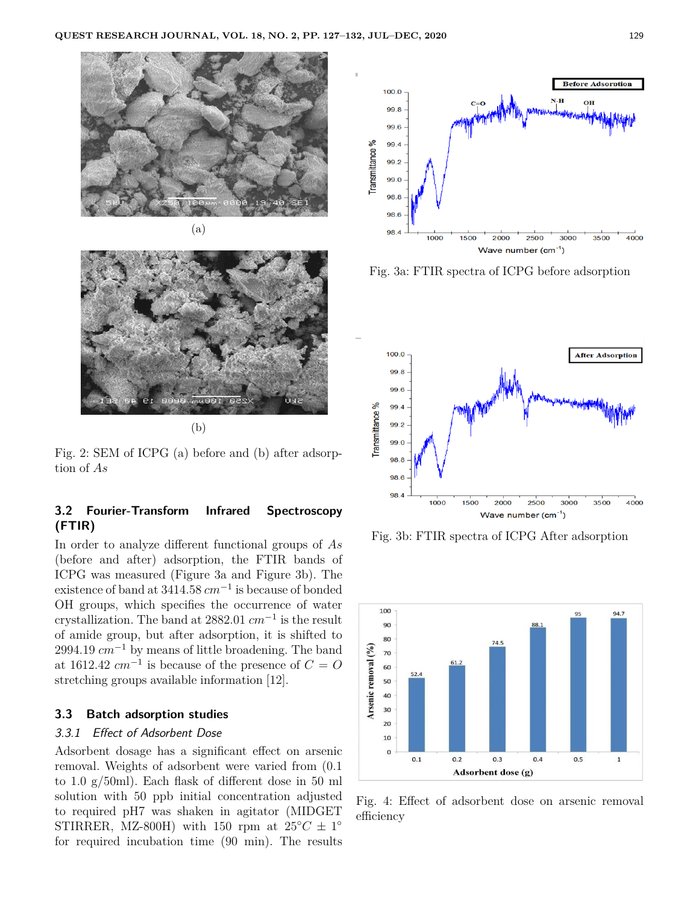(a)

(b)

Fig. 2: SEM of ICPG (a) before and (b) after adsorption of *As*

### 3.2 Fourier-Transform Infrared Spectroscopy (FTIR)

In order to analyze different functional groups of *As* (before and after) adsorption, the FTIR bands of ICPG was measured (Figure 3a and Figure 3b). The existence of band at 3414.58 $cm^{-1}$ is because of bonded OH groups, which specifies the occurrence of water crystallization. The band at 2882.01 $cm^{-1}$ is the result of amide group, but after adsorption, it is shifted to 2994.19 $cm^{-1}$ by means of little broadening. The band at 1612.42 $cm^{-1}$ is because of the presence of $C = O$ stretching groups available information [12].

### 3.3 Batch adsorption studies

#### *3.3.1 Effect of Adsorbent Dose*

Adsorbent dosage has a significant effect on arsenic removal. Weights of adsorbent were varied from (0.1 to 1.0 g/50ml). Each flask of different dose in 50 ml solution with 50 ppb initial concentration adjusted to required pH7 was shaken in agitator (MIDGET STIRRER, MZ-800H) with 150 rpm at $25°C \pm 1°$ for required incubation time (90 min). The results

Fig. 3a: FTIR spectra of ICPG before adsorption

Fig. 3b: FTIR spectra of ICPG After adsorption

Fig. 4: Effect of adsorbent dose on arsenic removal efficiency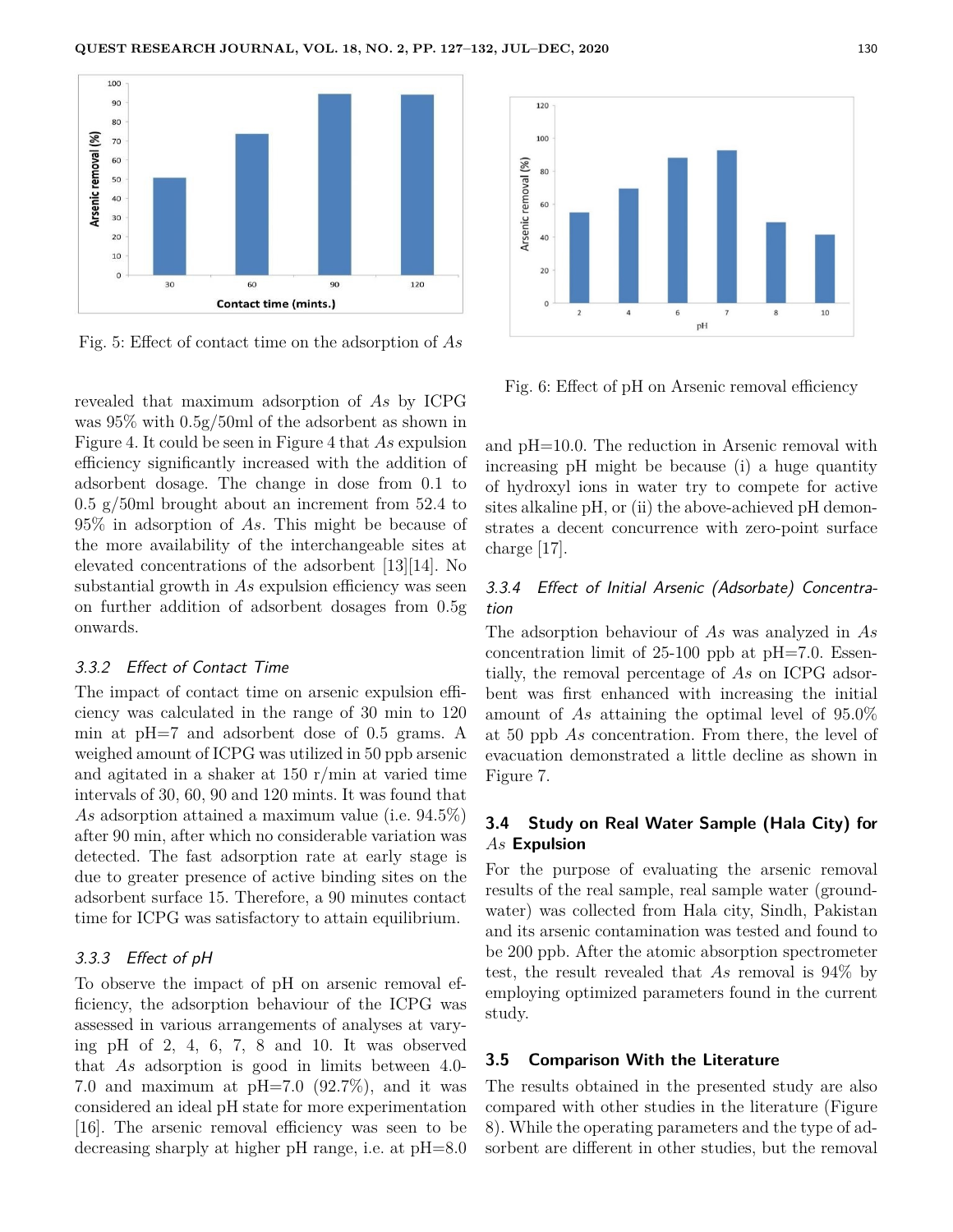Fig. 5: Effect of contact time on the adsorption of *As*

revealed that maximum adsorption of *As* by ICPG was 95% with 0.5g/50ml of the adsorbent as shown in Figure 4. It could be seen in Figure 4 that *As* expulsion efficiency significantly increased with the addition of adsorbent dosage. The change in dose from 0.1 to 0.5 g/50ml brought about an increment from 52.4 to 95% in adsorption of *As*. This might be because of the more availability of the interchangeable sites at elevated concentrations of the adsorbent [13][14]. No substantial growth in *As* expulsion efficiency was seen on further addition of adsorbent dosages from 0.5g onwards.

### 3.3.2 Effect of Contact Time

The impact of contact time on arsenic expulsion efficiency was calculated in the range of 30 min to 120 min at pH=7 and adsorbent dose of 0.5 grams. A weighed amount of ICPG was utilized in 50 ppb arsenic and agitated in a shaker at 150 r/min at varied time intervals of 30, 60, 90 and 120 mints. It was found that *As* adsorption attained a maximum value (i.e. 94.5%) after 90 min, after which no considerable variation was detected. The fast adsorption rate at early stage is due to greater presence of active binding sites on the adsorbent surface 15. Therefore, a 90 minutes contact time for ICPG was satisfactory to attain equilibrium.

### 3.3.3 Effect of pH

To observe the impact of pH on arsenic removal efficiency, the adsorption behaviour of the ICPG was assessed in various arrangements of analyses at varying pH of 2, 4, 6, 7, 8 and 10. It was observed that *As* adsorption is good in limits between 4.0-7.0 and maximum at pH=7.0 (92.7%), and it was considered an ideal pH state for more experimentation [16]. The arsenic removal efficiency was seen to be decreasing sharply at higher pH range, i.e. at pH=8.0 and pH=10.0. The reduction in Arsenic removal with increasing pH might be because (i) a huge quantity of hydroxyl ions in water try to compete for active sites alkaline pH, or (ii) the above-achieved pH demonstrates a decent concurrence with zero-point surface charge [17].

Fig. 6: Effect of pH on Arsenic removal efficiency

### 3.3.4 Effect of Initial Arsenic (Adsorbate) Concentration

The adsorption behaviour of *As* was analyzed in *As* concentration limit of 25-100 ppb at pH=7.0. Essentially, the removal percentage of *As* on ICPG adsorbent was first enhanced with increasing the initial amount of *As* attaining the optimal level of 95.0% at 50 ppb *As* concentration. From there, the level of evacuation demonstrated a little decline as shown in Figure 7.

## 3.4 Study on Real Water Sample (Hala City) for *As* Expulsion

For the purpose of evaluating the arsenic removal results of the real sample, real sample water (groundwater) was collected from Hala city, Sindh, Pakistan and its arsenic contamination was tested and found to be 200 ppb. After the atomic absorption spectrometer test, the result revealed that *As* removal is 94% by employing optimized parameters found in the current study.

## 3.5 Comparison With the Literature

The results obtained in the presented study are also compared with other studies in the literature (Figure 8). While the operating parameters and the type of adsorbent are different in other studies, but the removal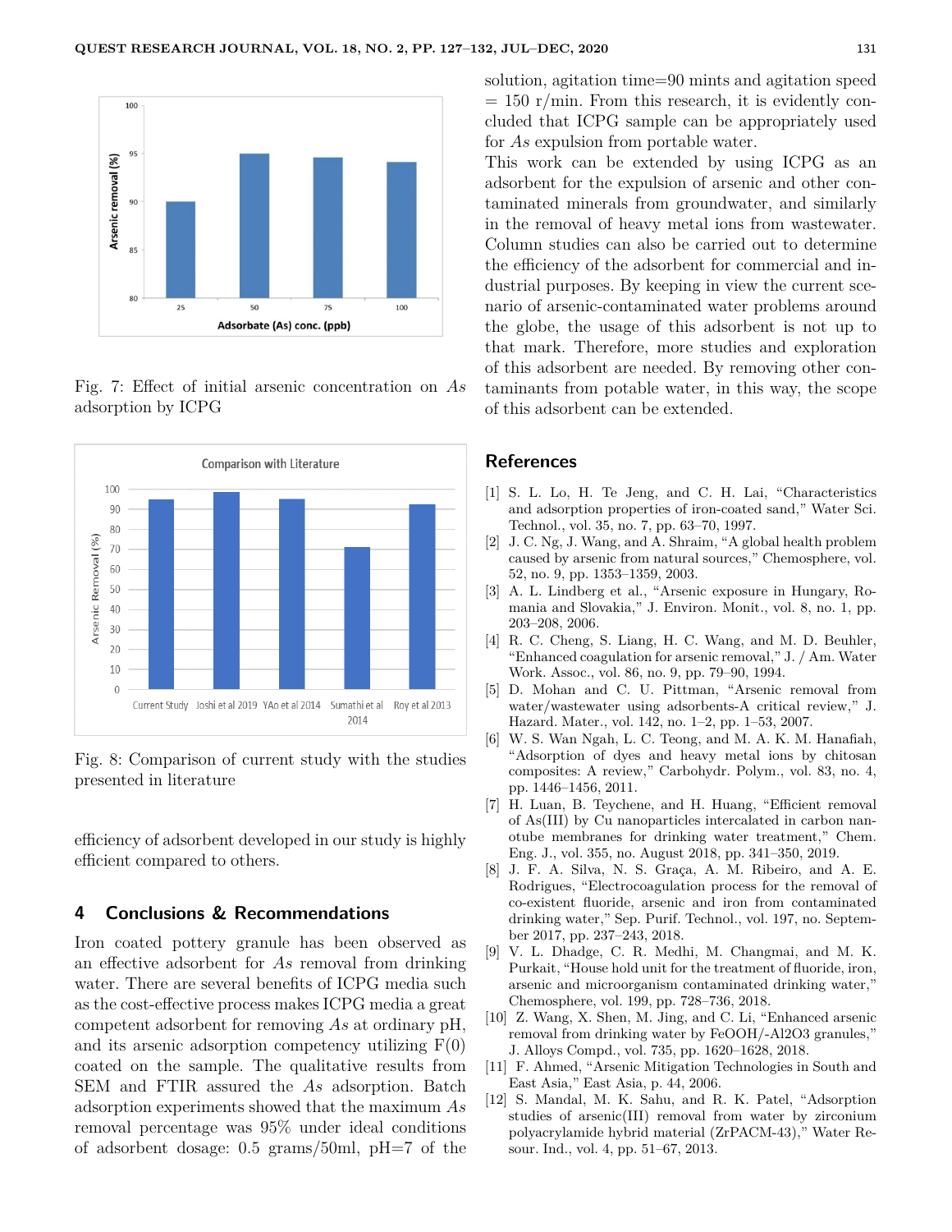Fig. 7: Effect of initial arsenic concentration on *As* adsorption by ICPG

Fig. 8: Comparison of current study with the studies presented in literature

efficiency of adsorbent developed in our study is highly efficient compared to others.

## 4 Conclusions & Recommendations

Iron coated pottery granule has been observed as an effective adsorbent for *As* removal from drinking water. There are several benefits of ICPG media such as the cost-effective process makes ICPG media a great competent adsorbent for removing *As* at ordinary pH, and its arsenic adsorption competency utilizing F(0) coated on the sample. The qualitative results from SEM and FTIR assured the *As* adsorption. Batch adsorption experiments showed that the maximum *As* removal percentage was 95% under ideal conditions of adsorbent dosage: 0.5 grams/50ml, pH=7 of the solution, agitation time=90 mints and agitation speed = 150 r/min. From this research, it is evidently concluded that ICPG sample can be appropriately used for *As* expulsion from portable water.

This work can be extended by using ICPG as an adsorbent for the expulsion of arsenic and other contaminated minerals from groundwater, and similarly in the removal of heavy metal ions from wastewater. Column studies can also be carried out to determine the efficiency of the adsorbent for commercial and industrial purposes. By keeping in view the current scenario of arsenic-contaminated water problems around the globe, the usage of this adsorbent is not up to that mark. Therefore, more studies and exploration of this adsorbent are needed. By removing other contaminants from potable water, in this way, the scope of this adsorbent can be extended.

## References

[1] S. L. Lo, H. Te Jeng, and C. H. Lai, "Characteristics and adsorption properties of iron-coated sand," Water Sci. Technol., vol. 35, no. 7, pp. 63–70, 1997.

[2] J. C. Ng, J. Wang, and A. Shraim, "A global health problem caused by arsenic from natural sources," Chemosphere, vol. 52, no. 9, pp. 1353–1359, 2003.

[3] A. L. Lindberg et al., "Arsenic exposure in Hungary, Romania and Slovakia," J. Environ. Monit., vol. 8, no. 1, pp. 203–208, 2006.

[4] R. C. Cheng, S. Liang, H. C. Wang, and M. D. Beuhler, "Enhanced coagulation for arsenic removal," J. / Am. Water Work. Assoc., vol. 86, no. 9, pp. 79–90, 1994.

[5] D. Mohan and C. U. Pittman, "Arsenic removal from water/wastewater using adsorbents-A critical review," J. Hazard. Mater., vol. 142, no. 1–2, pp. 1–53, 2007.

[6] W. S. Wan Ngah, L. C. Teong, and M. A. K. M. Hanafiah, "Adsorption of dyes and heavy metal ions by chitosan composites: A review," Carbohydr. Polym., vol. 83, no. 4, pp. 1446–1456, 2011.

[7] H. Luan, B. Teychene, and H. Huang, "Efficient removal of As(III) by Cu nanoparticles intercalated in carbon nanotube membranes for drinking water treatment," Chem. Eng. J., vol. 355, no. August 2018, pp. 341–350, 2019.

[8] J. F. A. Silva, N. S. Graça, A. M. Ribeiro, and A. E. Rodrigues, "Electrocoagulation process for the removal of co-existent fluoride, arsenic and iron from contaminated drinking water," Sep. Purif. Technol., vol. 197, no. September 2017, pp. 237–243, 2018.

[9] V. L. Dhadge, C. R. Medhi, M. Changmai, and M. K. Purkait, "House hold unit for the treatment of fluoride, iron, arsenic and microorganism contaminated drinking water," Chemosphere, vol. 199, pp. 728–736, 2018.

[10] Z. Wang, X. Shen, M. Jing, and C. Li, "Enhanced arsenic removal from drinking water by FeOOH/-Al2O3 granules," J. Alloys Compd., vol. 735, pp. 1620–1628, 2018.

[11] F. Ahmed, "Arsenic Mitigation Technologies in South and East Asia," East Asia, p. 44, 2006.

[12] S. Mandal, M. K. Sahu, and R. K. Patel, "Adsorption studies of arsenic(III) removal from water by zirconium polyacrylamide hybrid material (ZrPACM-43)," Water Resour. Ind., vol. 4, pp. 51–67, 2013.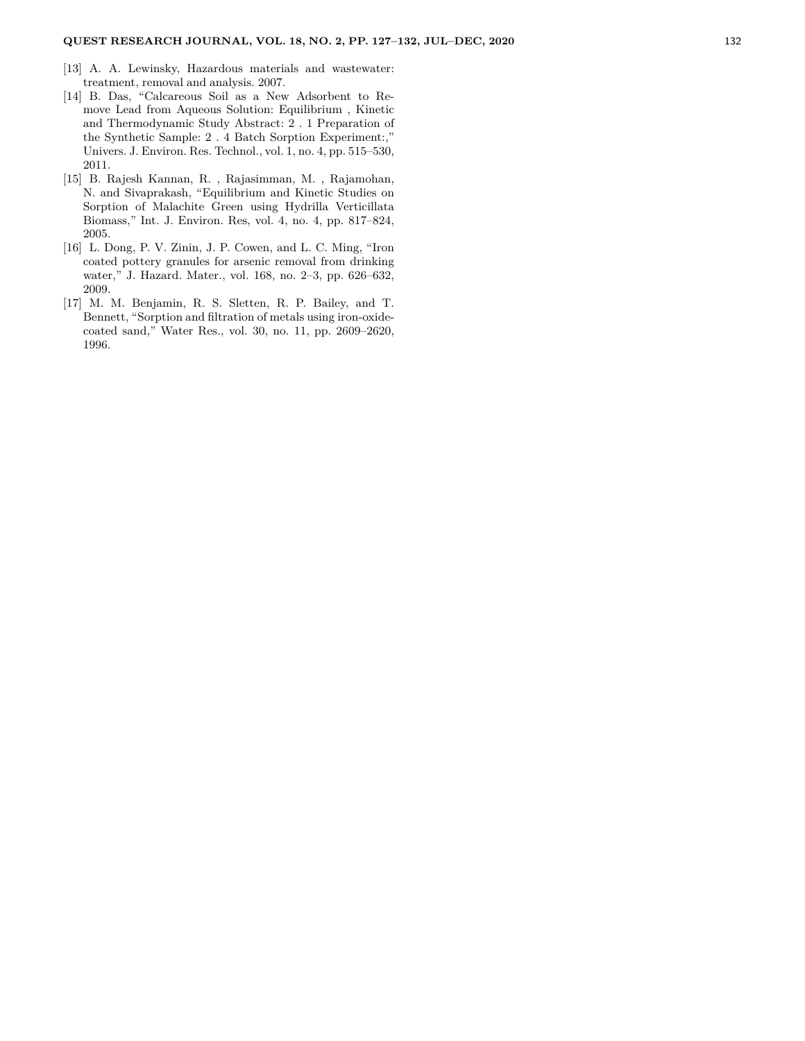[13] A. A. Lewinsky, Hazardous materials and wastewater: treatment, removal and analysis. 2007.

[14] B. Das, "Calcareous Soil as a New Adsorbent to Remove Lead from Aqueous Solution: Equilibrium , Kinetic and Thermodynamic Study Abstract: 2 . 1 Preparation of the Synthetic Sample: 2 . 4 Batch Sorption Experiment:," Univers. J. Environ. Res. Technol., vol. 1, no. 4, pp. 515–530, 2011.

[15] B. Rajesh Kannan, R. , Rajasimman, M. , Rajamohan, N. and Sivaprakash, "Equilibrium and Kinetic Studies on Sorption of Malachite Green using Hydrilla Verticillata Biomass," Int. J. Environ. Res, vol. 4, no. 4, pp. 817–824, 2005.

[16] L. Dong, P. V. Zinin, J. P. Cowen, and L. C. Ming, "Iron coated pottery granules for arsenic removal from drinking water," J. Hazard. Mater., vol. 168, no. 2–3, pp. 626–632, 2009.

[17] M. M. Benjamin, R. S. Sletten, R. P. Bailey, and T. Bennett, "Sorption and filtration of metals using iron-oxide-coated sand," Water Res., vol. 30, no. 11, pp. 2609–2620, 1996.